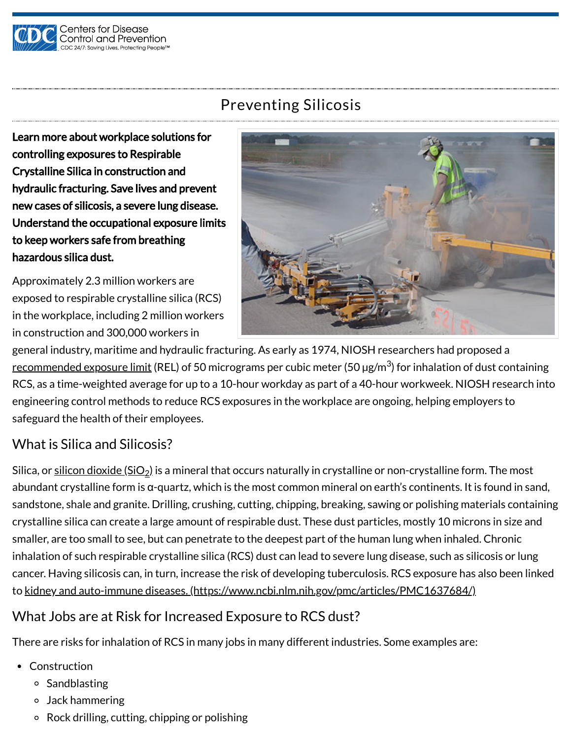Centers for Disease Control and Prevention
CDC 24/7: Saving Lives, Protecting People™

# Preventing Silicosis

**Learn more about workplace solutions for controlling exposures to Respirable Crystalline Silica in construction and hydraulic fracturing. Save lives and prevent new cases of silicosis, a severe lung disease. Understand the occupational exposure limits to keep workers safe from breathing hazardous silica dust.**

Approximately 2.3 million workers are exposed to respirable crystalline silica (RCS) in the workplace, including 2 million workers in construction and 300,000 workers in general industry, maritime and hydraulic fracturing. As early as 1974, NIOSH researchers had proposed a recommended exposure limit (REL) of 50 micrograms per cubic meter (50 μg/m$^3$) for inhalation of dust containing RCS, as a time-weighted average for up to a 10-hour workday as part of a 40-hour workweek. NIOSH research into engineering control methods to reduce RCS exposures in the workplace are ongoing, helping employers to safeguard the health of their employees.

## What is Silica and Silicosis?

Silica, or silicon dioxide ($SiO_2$) is a mineral that occurs naturally in crystalline or non-crystalline form. The most abundant crystalline form is α-quartz, which is the most common mineral on earth's continents. It is found in sand, sandstone, shale and granite. Drilling, crushing, cutting, chipping, breaking, sawing or polishing materials containing crystalline silica can create a large amount of respirable dust. These dust particles, mostly 10 microns in size and smaller, are too small to see, but can penetrate to the deepest part of the human lung when inhaled. Chronic inhalation of such respirable crystalline silica (RCS) dust can lead to severe lung disease, such as silicosis or lung cancer. Having silicosis can, in turn, increase the risk of developing tuberculosis. RCS exposure has also been linked to kidney and auto-immune diseases. (https://www.ncbi.nlm.nih.gov/pmc/articles/PMC1637684/)

## What Jobs are at Risk for Increased Exposure to RCS dust?

There are risks for inhalation of RCS in many jobs in many different industries. Some examples are:

- Construction
  - Sandblasting
  - Jack hammering
  - Rock drilling, cutting, chipping or polishing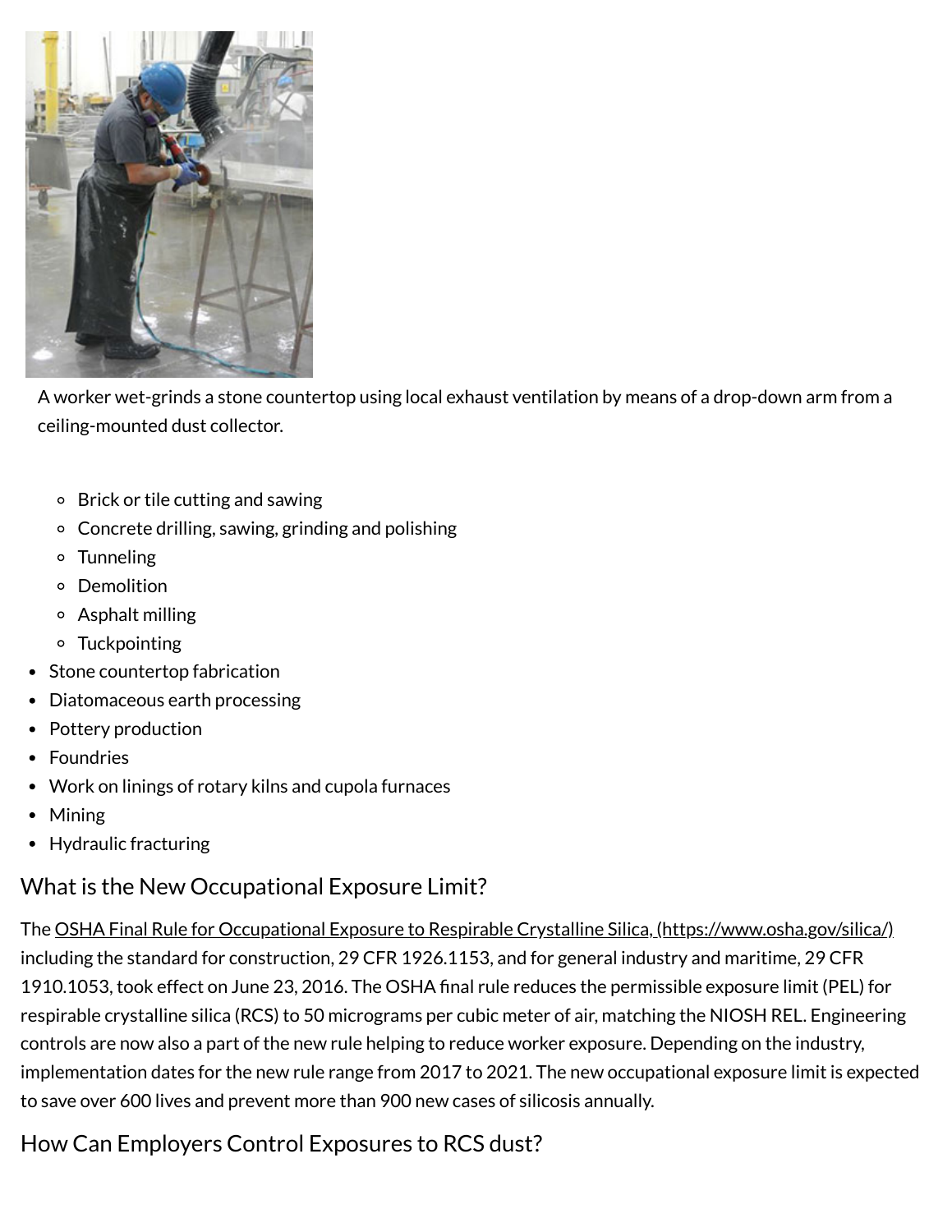A worker wet-grinds a stone countertop using local exhaust ventilation by means of a drop-down arm from a ceiling-mounted dust collector.

  - Brick or tile cutting and sawing
  - Concrete drilling, sawing, grinding and polishing
  - Tunneling
  - Demolition
  - Asphalt milling
  - Tuckpointing
- Stone countertop fabrication
- Diatomaceous earth processing
- Pottery production
- Foundries
- Work on linings of rotary kilns and cupola furnaces
- Mining
- Hydraulic fracturing

## What is the New Occupational Exposure Limit?

The OSHA Final Rule for Occupational Exposure to Respirable Crystalline Silica, (https://www.osha.gov/silica/) including the standard for construction, 29 CFR 1926.1153, and for general industry and maritime, 29 CFR 1910.1053, took effect on June 23, 2016. The OSHA final rule reduces the permissible exposure limit (PEL) for respirable crystalline silica (RCS) to 50 micrograms per cubic meter of air, matching the NIOSH REL. Engineering controls are now also a part of the new rule helping to reduce worker exposure. Depending on the industry, implementation dates for the new rule range from 2017 to 2021. The new occupational exposure limit is expected to save over 600 lives and prevent more than 900 new cases of silicosis annually.

## How Can Employers Control Exposures to RCS dust?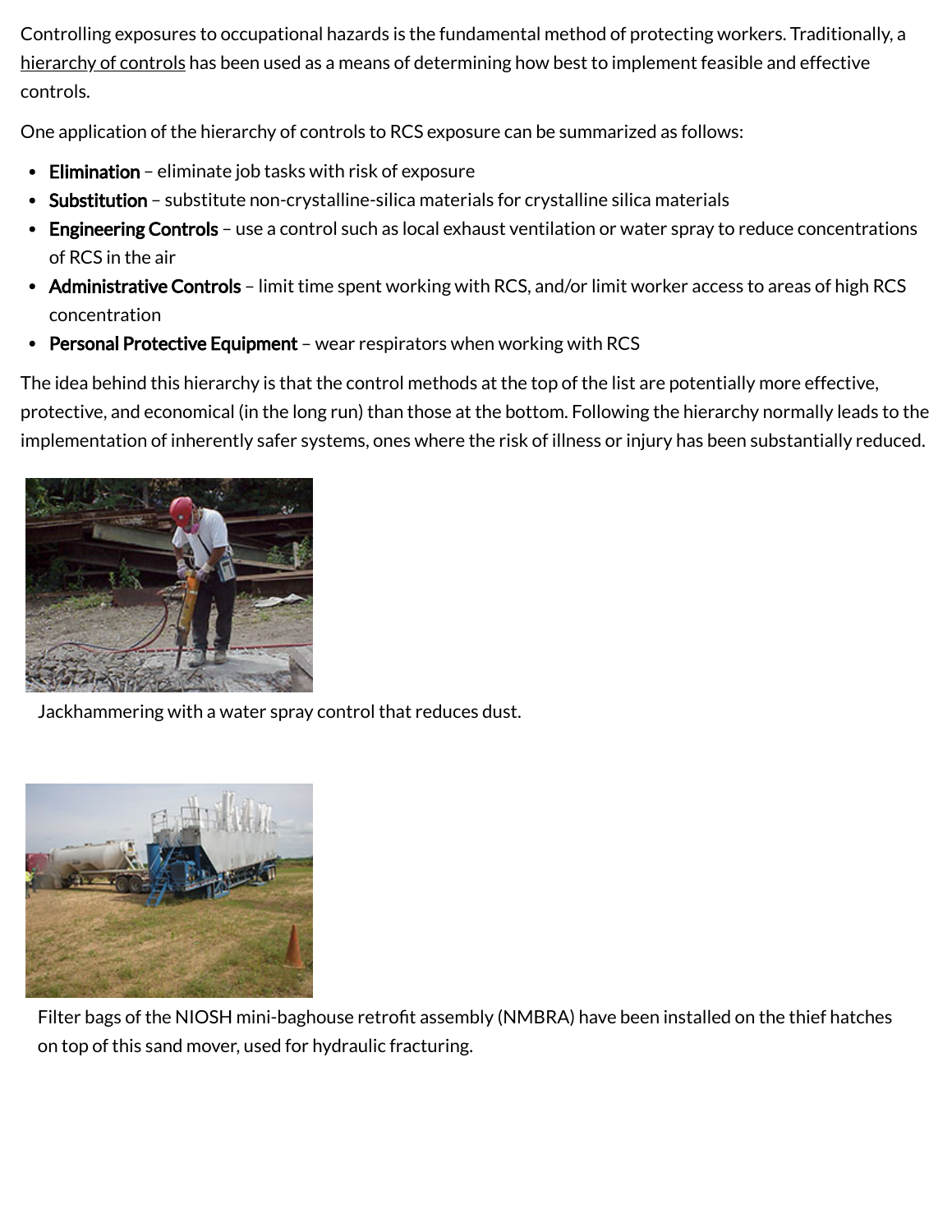Controlling exposures to occupational hazards is the fundamental method of protecting workers. Traditionally, a hierarchy of controls has been used as a means of determining how best to implement feasible and effective controls.

One application of the hierarchy of controls to RCS exposure can be summarized as follows:

- **Elimination** – eliminate job tasks with risk of exposure
- **Substitution** – substitute non-crystalline-silica materials for crystalline silica materials
- **Engineering Controls** – use a control such as local exhaust ventilation or water spray to reduce concentrations of RCS in the air
- **Administrative Controls** – limit time spent working with RCS, and/or limit worker access to areas of high RCS concentration
- **Personal Protective Equipment** – wear respirators when working with RCS

The idea behind this hierarchy is that the control methods at the top of the list are potentially more effective, protective, and economical (in the long run) than those at the bottom. Following the hierarchy normally leads to the implementation of inherently safer systems, ones where the risk of illness or injury has been substantially reduced.

Jackhammering with a water spray control that reduces dust.

Filter bags of the NIOSH mini-baghouse retrofit assembly (NMBRA) have been installed on the thief hatches on top of this sand mover, used for hydraulic fracturing.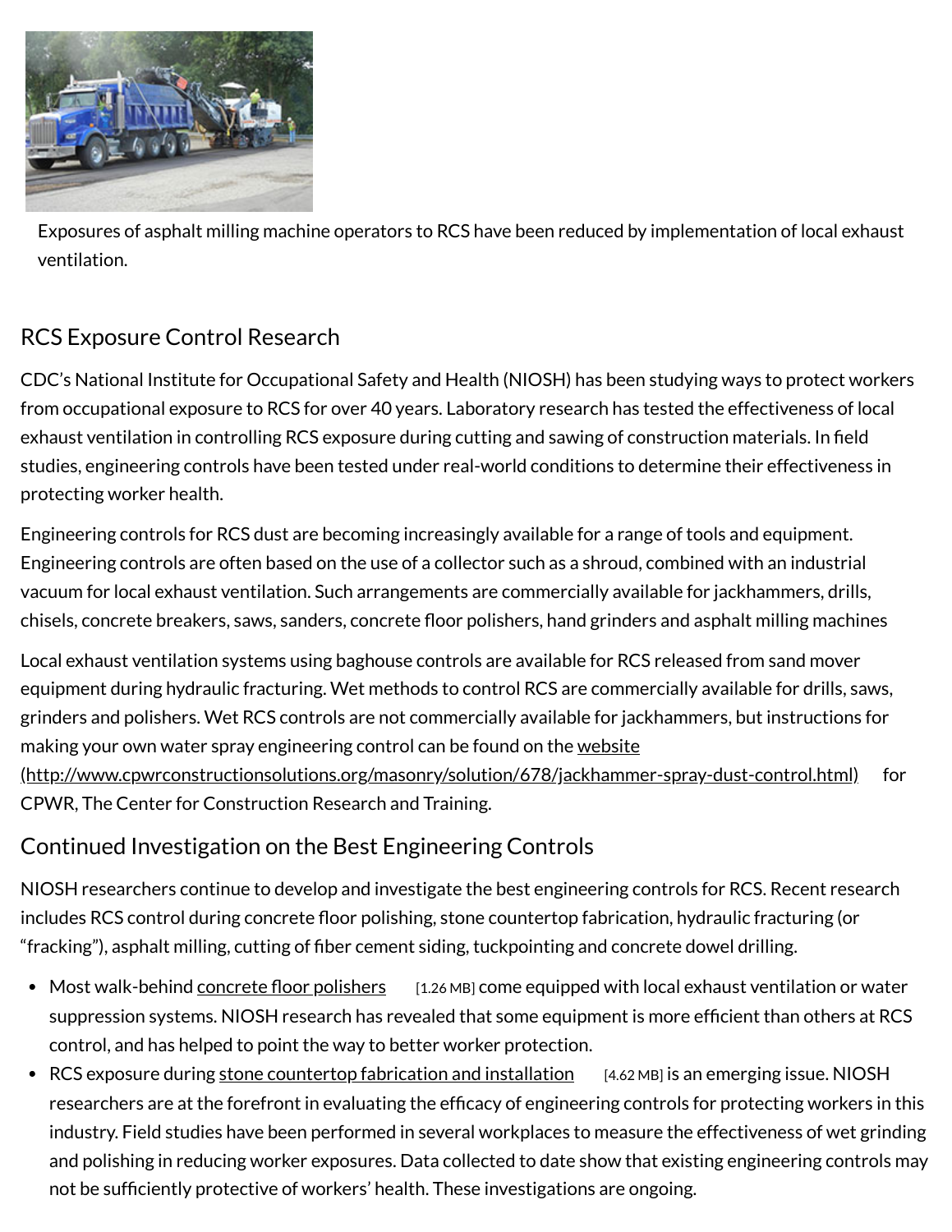Exposures of asphalt milling machine operators to RCS have been reduced by implementation of local exhaust ventilation.

## RCS Exposure Control Research

CDC's National Institute for Occupational Safety and Health (NIOSH) has been studying ways to protect workers from occupational exposure to RCS for over 40 years. Laboratory research has tested the effectiveness of local exhaust ventilation in controlling RCS exposure during cutting and sawing of construction materials. In field studies, engineering controls have been tested under real-world conditions to determine their effectiveness in protecting worker health.

Engineering controls for RCS dust are becoming increasingly available for a range of tools and equipment. Engineering controls are often based on the use of a collector such as a shroud, combined with an industrial vacuum for local exhaust ventilation. Such arrangements are commercially available for jackhammers, drills, chisels, concrete breakers, saws, sanders, concrete floor polishers, hand grinders and asphalt milling machines

Local exhaust ventilation systems using baghouse controls are available for RCS released from sand mover equipment during hydraulic fracturing. Wet methods to control RCS are commercially available for drills, saws, grinders and polishers. Wet RCS controls are not commercially available for jackhammers, but instructions for making your own water spray engineering control can be found on the website (http://www.cpwrconstructionsolutions.org/masonry/solution/678/jackhammer-spray-dust-control.html) for CPWR, The Center for Construction Research and Training.

## Continued Investigation on the Best Engineering Controls

NIOSH researchers continue to develop and investigate the best engineering controls for RCS. Recent research includes RCS control during concrete floor polishing, stone countertop fabrication, hydraulic fracturing (or "fracking"), asphalt milling, cutting of fiber cement siding, tuckpointing and concrete dowel drilling.

- Most walk-behind concrete floor polishers [1.26 MB] come equipped with local exhaust ventilation or water suppression systems. NIOSH research has revealed that some equipment is more efficient than others at RCS control, and has helped to point the way to better worker protection.
- RCS exposure during stone countertop fabrication and installation [4.62 MB] is an emerging issue. NIOSH researchers are at the forefront in evaluating the efficacy of engineering controls for protecting workers in this industry. Field studies have been performed in several workplaces to measure the effectiveness of wet grinding and polishing in reducing worker exposures. Data collected to date show that existing engineering controls may not be sufficiently protective of workers' health. These investigations are ongoing.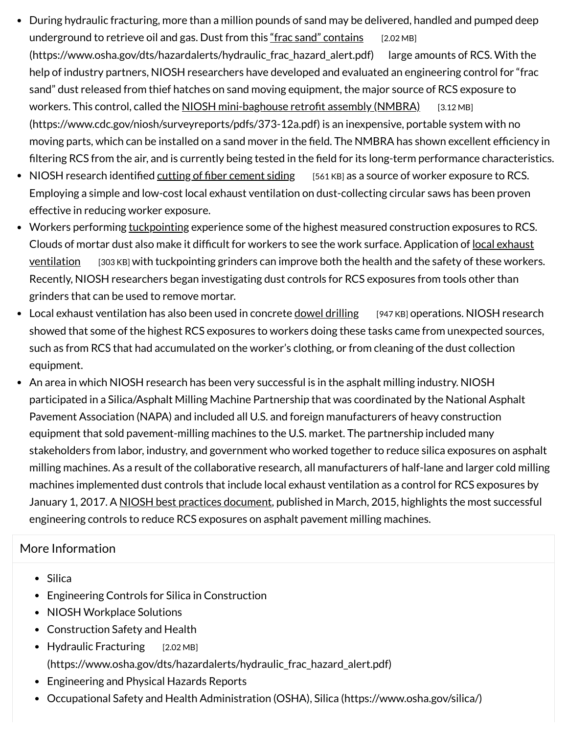- During hydraulic fracturing, more than a million pounds of sand may be delivered, handled and pumped deep underground to retrieve oil and gas. Dust from this "frac sand" contains [2.02 MB] (https://www.osha.gov/dts/hazardalerts/hydraulic_frac_hazard_alert.pdf) large amounts of RCS. With the help of industry partners, NIOSH researchers have developed and evaluated an engineering control for "frac sand" dust released from thief hatches on sand moving equipment, the major source of RCS exposure to workers. This control, called the NIOSH mini-baghouse retrofit assembly (NMBRA) [3.12 MB] (https://www.cdc.gov/niosh/surveyreports/pdfs/373-12a.pdf) is an inexpensive, portable system with no moving parts, which can be installed on a sand mover in the field. The NMBRA has shown excellent efficiency in filtering RCS from the air, and is currently being tested in the field for its long-term performance characteristics.
- NIOSH research identified cutting of fiber cement siding [561 KB] as a source of worker exposure to RCS. Employing a simple and low-cost local exhaust ventilation on dust-collecting circular saws has been proven effective in reducing worker exposure.
- Workers performing tuckpointing experience some of the highest measured construction exposures to RCS. Clouds of mortar dust also make it difficult for workers to see the work surface. Application of local exhaust ventilation [303 KB] with tuckpointing grinders can improve both the health and the safety of these workers. Recently, NIOSH researchers began investigating dust controls for RCS exposures from tools other than grinders that can be used to remove mortar.
- Local exhaust ventilation has also been used in concrete dowel drilling [947 KB] operations. NIOSH research showed that some of the highest RCS exposures to workers doing these tasks came from unexpected sources, such as from RCS that had accumulated on the worker's clothing, or from cleaning of the dust collection equipment.
- An area in which NIOSH research has been very successful is in the asphalt milling industry. NIOSH participated in a Silica/Asphalt Milling Machine Partnership that was coordinated by the National Asphalt Pavement Association (NAPA) and included all U.S. and foreign manufacturers of heavy construction equipment that sold pavement-milling machines to the U.S. market. The partnership included many stakeholders from labor, industry, and government who worked together to reduce silica exposures on asphalt milling machines. As a result of the collaborative research, all manufacturers of half-lane and larger cold milling machines implemented dust controls that include local exhaust ventilation as a control for RCS exposures by January 1, 2017. A NIOSH best practices document, published in March, 2015, highlights the most successful engineering controls to reduce RCS exposures on asphalt pavement milling machines.

## More Information

- Silica
- Engineering Controls for Silica in Construction
- NIOSH Workplace Solutions
- Construction Safety and Health
- Hydraulic Fracturing [2.02 MB] (https://www.osha.gov/dts/hazardalerts/hydraulic_frac_hazard_alert.pdf)
- Engineering and Physical Hazards Reports
- Occupational Safety and Health Administration (OSHA), Silica (https://www.osha.gov/silica/)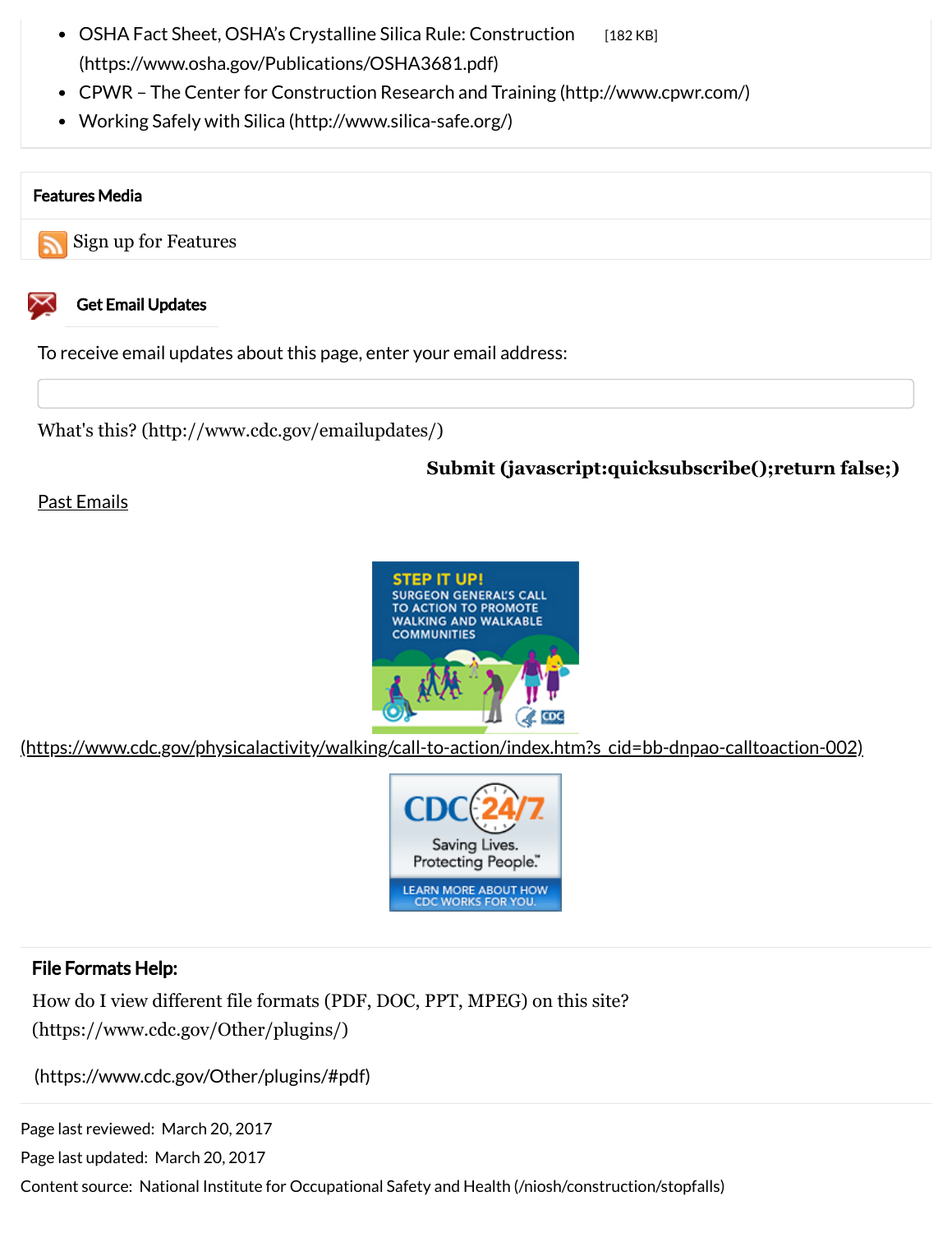- OSHA Fact Sheet, OSHA's Crystalline Silica Rule: Construction [182 KB] (https://www.osha.gov/Publications/OSHA3681.pdf)
- CPWR – The Center for Construction Research and Training (http://www.cpwr.com/)
- Working Safely with Silica (http://www.silica-safe.org/)

**Features Media**

Sign up for Features

**Get Email Updates**

To receive email updates about this page, enter your email address:

What's this? (http://www.cdc.gov/emailupdates/)

**Submit (javascript:quicksubscribe();return false;)**

Past Emails

STEP IT UP! SURGEON GENERAL'S CALL TO ACTION TO PROMOTE WALKING AND WALKABLE COMMUNITIES

(https://www.cdc.gov/physicalactivity/walking/call-to-action/index.htm?s_cid=bb-dnpao-calltoaction-002)

CDC 24/7 Saving Lives. Protecting People. LEARN MORE ABOUT HOW CDC WORKS FOR YOU.

**File Formats Help:**

How do I view different file formats (PDF, DOC, PPT, MPEG) on this site? (https://www.cdc.gov/Other/plugins/)

(https://www.cdc.gov/Other/plugins/#pdf)

Page last reviewed: March 20, 2017

Page last updated: March 20, 2017

Content source: National Institute for Occupational Safety and Health (/niosh/construction/stopfalls)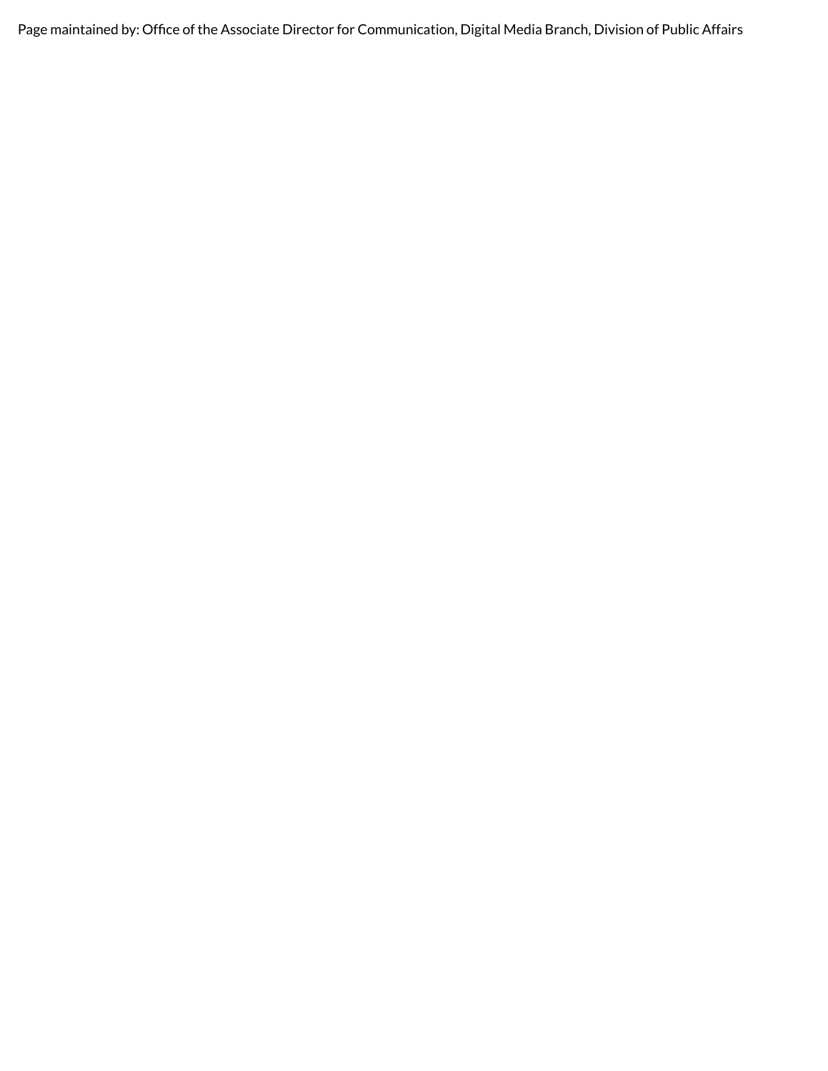Page maintained by: Office of the Associate Director for Communication, Digital Media Branch, Division of Public Affairs